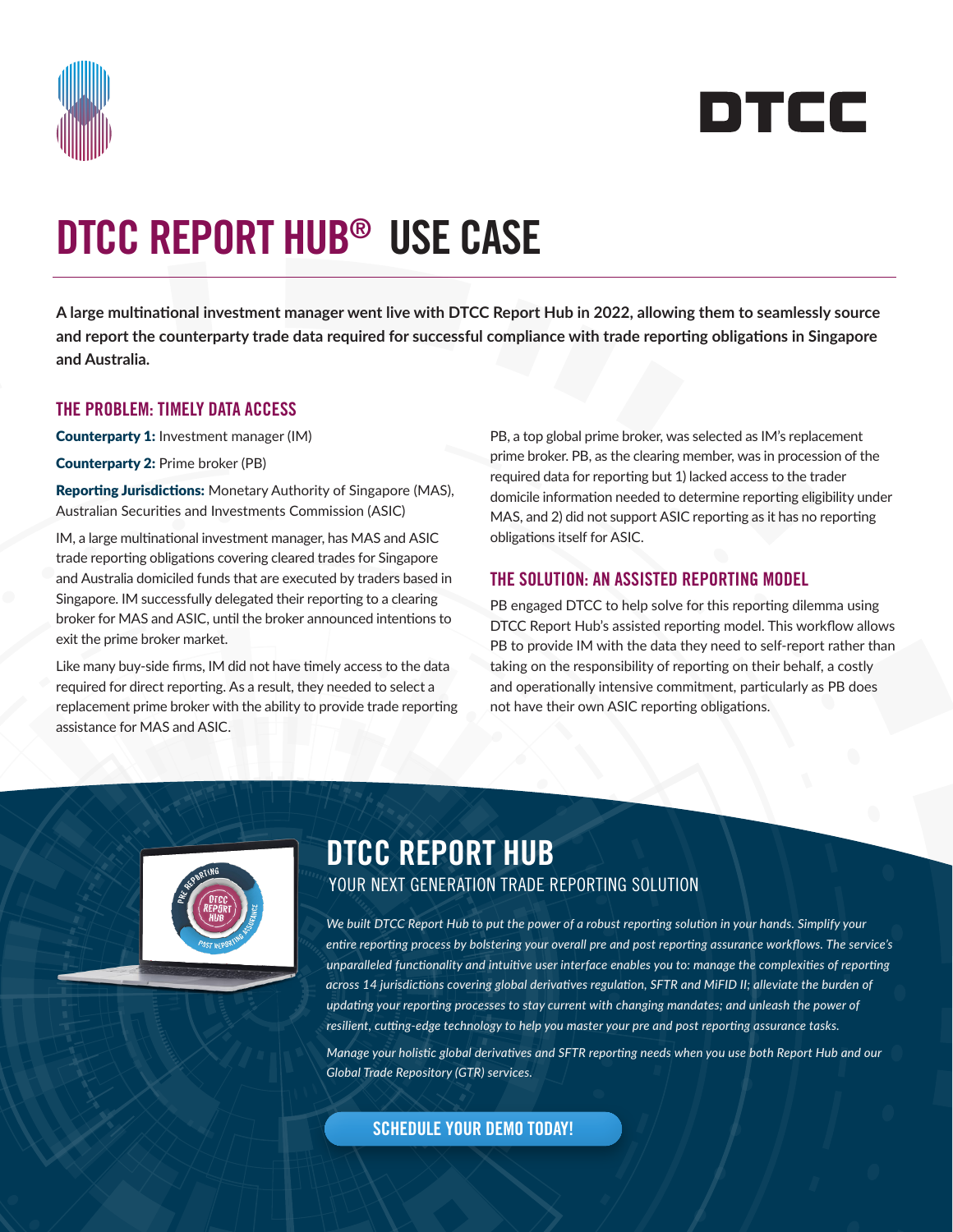# DTCC REPORT HUB® USE CASE

**A large multinational investment manager went live with DTCC Report Hub in 2022, allowing them to seamlessly source and report the counterparty trade data required for successful compliance with trade reporting obligations in Singapore and Australia.**

## THE PROBLEM: TIMELY DATA ACCESS

**Counterparty 1:** Investment manager (IM)

**Counterparty 2:** Prime broker (PB)

**Reporting Jurisdictions:** Monetary Authority of Singapore (MAS), Australian Securities and Investments Commission (ASIC)

IM, a large multinational investment manager, has MAS and ASIC trade reporting obligations covering cleared trades for Singapore and Australia domiciled funds that are executed by traders based in Singapore. IM successfully delegated their reporting to a clearing broker for MAS and ASIC, until the broker announced intentions to exit the prime broker market.

Like many buy-side firms, IM did not have timely access to the data required for direct reporting. As a result, they needed to select a replacement prime broker with the ability to provide trade reporting assistance for MAS and ASIC.

PB, a top global prime broker, was selected as IM's replacement prime broker. PB, as the clearing member, was in procession of the required data for reporting but 1) lacked access to the trader domicile information needed to determine reporting eligibility under MAS, and 2) did not support ASIC reporting as it has no reporting obligations itself for ASIC.

## THE SOLUTION: AN ASSISTED REPORTING MODEL

PB engaged DTCC to help solve for this reporting dilemma using DTCC Report Hub's assisted reporting model. This workflow allows PB to provide IM with the data they need to self-report rather than taking on the responsibility of reporting on their behalf, a costly and operationally intensive commitment, particularly as PB does not have their own ASIC reporting obligations.

## DTCC REPORT HUB

### YOUR NEXT GENERATION TRADE REPORTING SOLUTION

*We built DTCC Report Hub to put the power of a robust reporting solution in your hands. Simplify your entire reporting process by bolstering your overall pre and post reporting assurance workflows. The service's unparalleled functionality and intuitive user interface enables you to: manage the complexities of reporting across 14 jurisdictions covering global derivatives regulation, SFTR and MiFID II; alleviate the burden of updating your reporting processes to stay current with changing mandates; and unleash the power of resilient, cutting-edge technology to help you master your pre and post reporting assurance tasks.*

*Manage your holistic global derivatives and SFTR reporting needs when you use both Report Hub and our Global Trade Repository (GTR) services.*

SCHEDULE YOUR DEMO TODAY!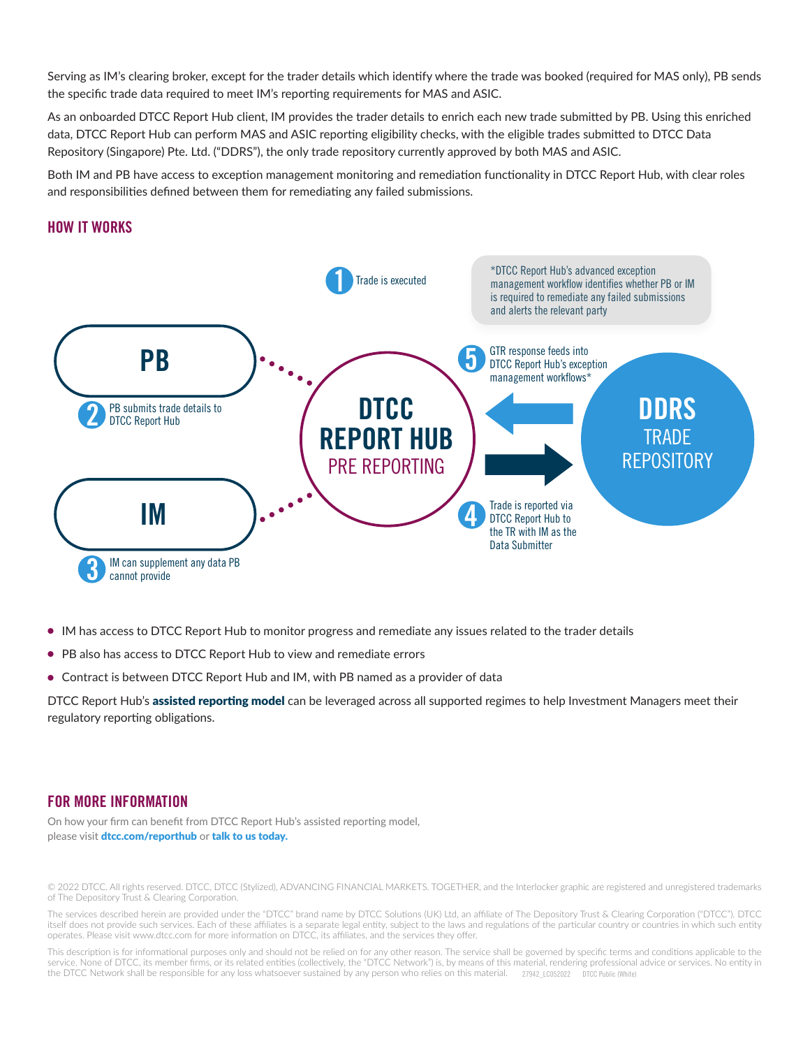Serving as IM's clearing broker, except for the trader details which identify where the trade was booked (required for MAS only), PB sends the specific trade data required to meet IM's reporting requirements for MAS and ASIC.

As an onboarded DTCC Report Hub client, IM provides the trader details to enrich each new trade submitted by PB. Using this enriched data, DTCC Report Hub can perform MAS and ASIC reporting eligibility checks, with the eligible trades submitted to DTCC Data Repository (Singapore) Pte. Ltd. ("DDRS"), the only trade repository currently approved by both MAS and ASIC.

Both IM and PB have access to exception management monitoring and remediation functionality in DTCC Report Hub, with clear roles and responsibilities defined between them for remediating any failed submissions.

## HOW IT WORKS

1 Trade is executed

*DTCC Report Hub's advanced exception management workflow identifies whether PB or IM is required to remediate any failed submissions and alerts the relevant party

PB

2 PB submits trade details to DTCC Report Hub

IM

3 IM can supplement any data PB cannot provide

DTCC REPORT HUB

PRE REPORTING

5 GTR response feeds into DTCC Report Hub's exception management workflows*

4 Trade is reported via DTCC Report Hub to the TR with IM as the Data Submitter

DDRS

TRADE REPOSITORY

- IM has access to DTCC Report Hub to monitor progress and remediate any issues related to the trader details
- PB also has access to DTCC Report Hub to view and remediate errors
- Contract is between DTCC Report Hub and IM, with PB named as a provider of data

DTCC Report Hub's **assisted reporting model** can be leveraged across all supported regimes to help Investment Managers meet their regulatory reporting obligations.

## FOR MORE INFORMATION

On how your firm can benefit from DTCC Report Hub's assisted reporting model, please visit **dtcc.com/reporthub** or **talk to us today.**

© 2022 DTCC. All rights reserved. DTCC, DTCC (Stylized), ADVANCING FINANCIAL MARKETS. TOGETHER, and the Interlocker graphic are registered and unregistered trademarks of The Depository Trust & Clearing Corporation.

The services described herein are provided under the "DTCC" brand name by DTCC Solutions (UK) Ltd, an affiliate of The Depository Trust & Clearing Corporation ("DTCC"). DTCC itself does not provide such services. Each of these affiliates is a separate legal entity, subject to the laws and regulations of the particular country or countries in which such entity operates. Please visit www.dtcc.com for more information on DTCC, its affiliates, and the services they offer.

This description is for informational purposes only and should not be relied on for any other reason. The service shall be governed by specific terms and conditions applicable to the service. None of DTCC, its member firms, or its related entities (collectively, the "DTCC Network") is, by means of this material, rendering professional advice or services. No entity in the DTCC Network shall be responsible for any loss whatsoever sustained by any person who relies on this material. 27942_LC052022 DTCC Public (White)